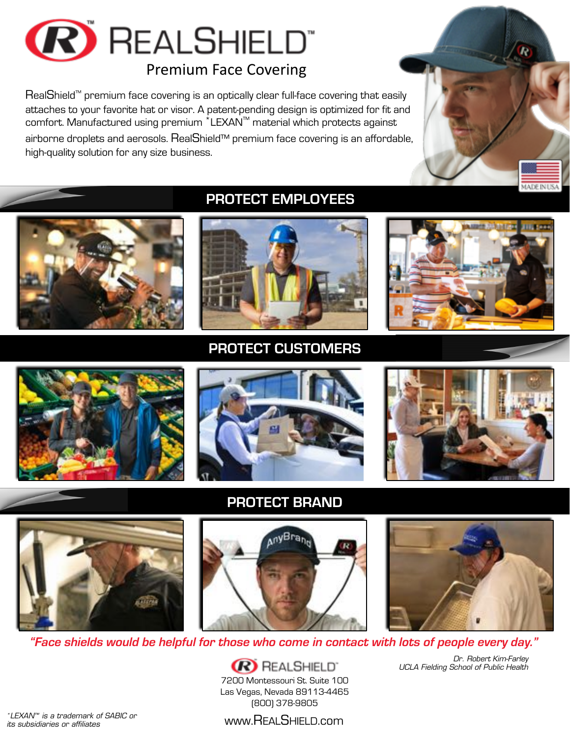# REALSHIELD™

## Premium Face Covering

RealShield™ premium face covering is an optically clear full-face covering that easily attaches to your favorite hat or visor. A patent-pending design is optimized for fit and comfort. Manufactured using premium *LEXAN™ material which protects against airborne droplets and aerosols. RealShield™ premium face covering is an affordable, high-quality solution for any size business.

MADE IN USA

## PROTECT EMPLOYEES

## PROTECT CUSTOMERS

## PROTECT BRAND

***"Face shields would be helpful for those who come in contact with lots of people every day."***

*Dr. Robert Kim-Farley*
*UCLA Fielding School of Public Health*

REALSHIELD™
7200 Montessouri St. Suite 100
Las Vegas, Nevada 89113-4465
(800) 378-9805

www.REALSHIELD.com

*\*LEXAN™ is a trademark of SABIC or its subsidiaries or affiliates*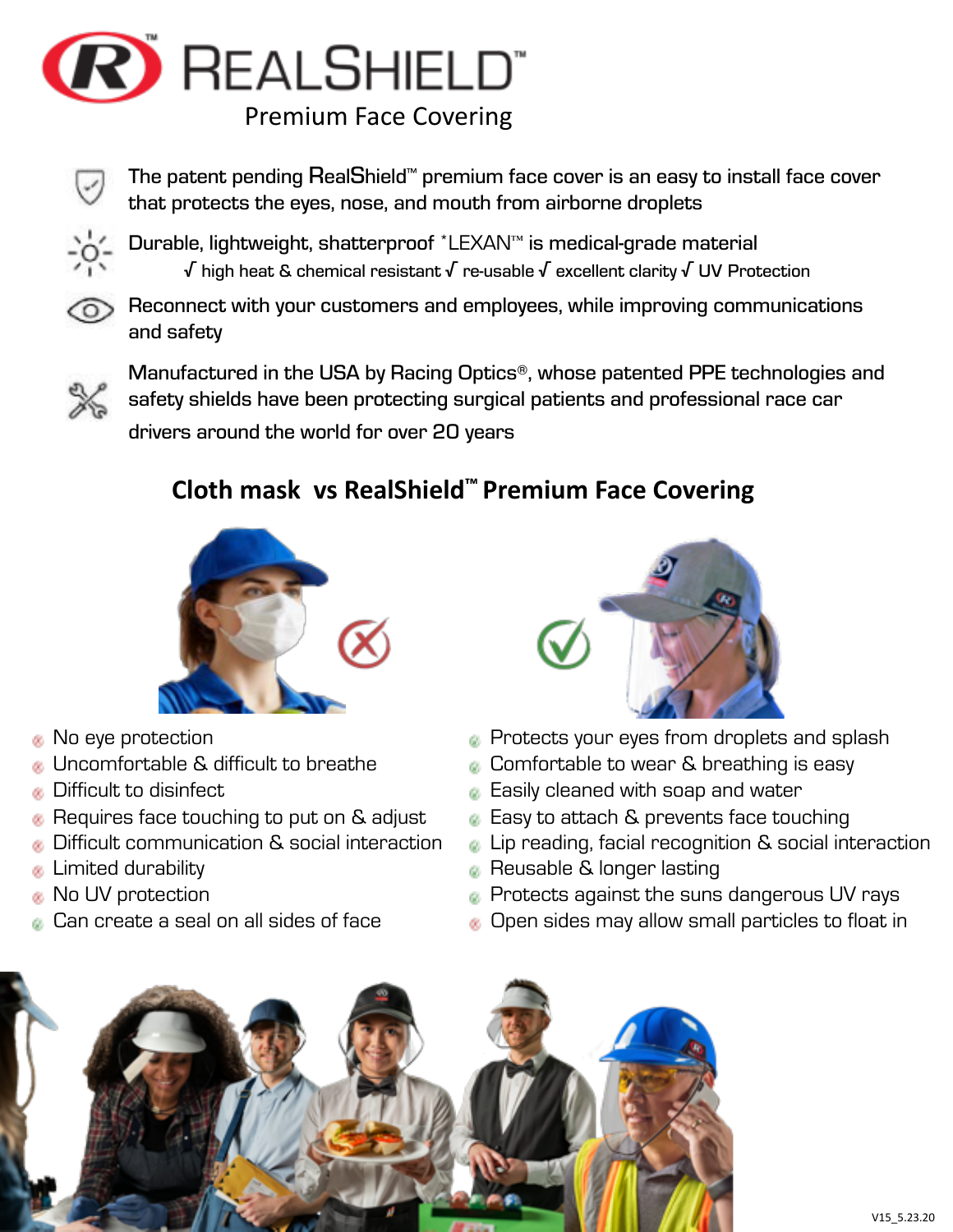# REALSHIELD™

## Premium Face Covering

The patent pending RealShield™ premium face cover is an easy to install face cover that protects the eyes, nose, and mouth from airborne droplets

Durable, lightweight, shatterproof *LEXAN™ is medical-grade material
√ high heat & chemical resistant √ re-usable √ excellent clarity √ UV Protection

Reconnect with your customers and employees, while improving communications and safety

Manufactured in the USA by Racing Optics®, whose patented PPE technologies and safety shields have been protecting surgical patients and professional race car drivers around the world for over 20 years

## Cloth mask vs RealShield™ Premium Face Covering

**Cloth mask**

- No eye protection
- Uncomfortable & difficult to breathe
- Difficult to disinfect
- Requires face touching to put on & adjust
- Difficult communication & social interaction
- Limited durability
- No UV protection
- Can create a seal on all sides of face

**RealShield™ Premium Face Covering**

- Protects your eyes from droplets and splash
- Comfortable to wear & breathing is easy
- Easily cleaned with soap and water
- Easy to attach & prevents face touching
- Lip reading, facial recognition & social interaction
- Reusable & longer lasting
- Protects against the suns dangerous UV rays
- Open sides may allow small particles to float in

V15_5.23.20